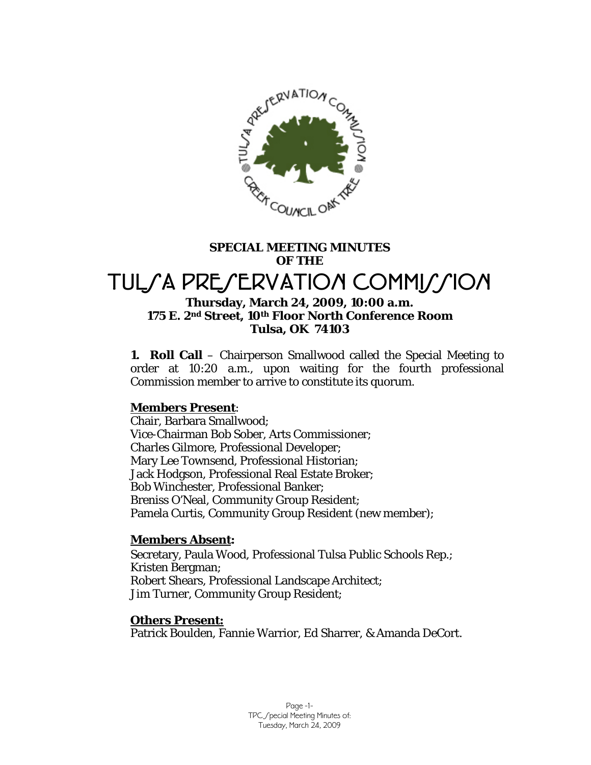**SPECIAL MEETING MINUTES**
**OF THE**

# TULSA PRESERVATION COMMISSION

**Thursday, March 24, 2009, 10:00 a.m.**
**175 E. 2nd Street, 10th Floor North Conference Room**
**Tulsa, OK 74103**

**1. Roll Call** – Chairperson Smallwood called the Special Meeting to order at 10:20 a.m., upon waiting for the fourth professional Commission member to arrive to constitute its quorum.

**Members Present**:

Chair, Barbara Smallwood;
Vice-Chairman Bob Sober, Arts Commissioner;
Charles Gilmore, Professional Developer;
Mary Lee Townsend, Professional Historian;
Jack Hodgson, Professional Real Estate Broker;
Bob Winchester, Professional Banker;
Breniss O'Neal, Community Group Resident;
Pamela Curtis, Community Group Resident (new member);

**Members Absent:**

Secretary, Paula Wood, Professional Tulsa Public Schools Rep.;
Kristen Bergman;
Robert Shears, Professional Landscape Architect;
Jim Turner, Community Group Resident;

**Others Present:**

Patrick Boulden, Fannie Warrior, Ed Sharrer, & Amanda DeCort.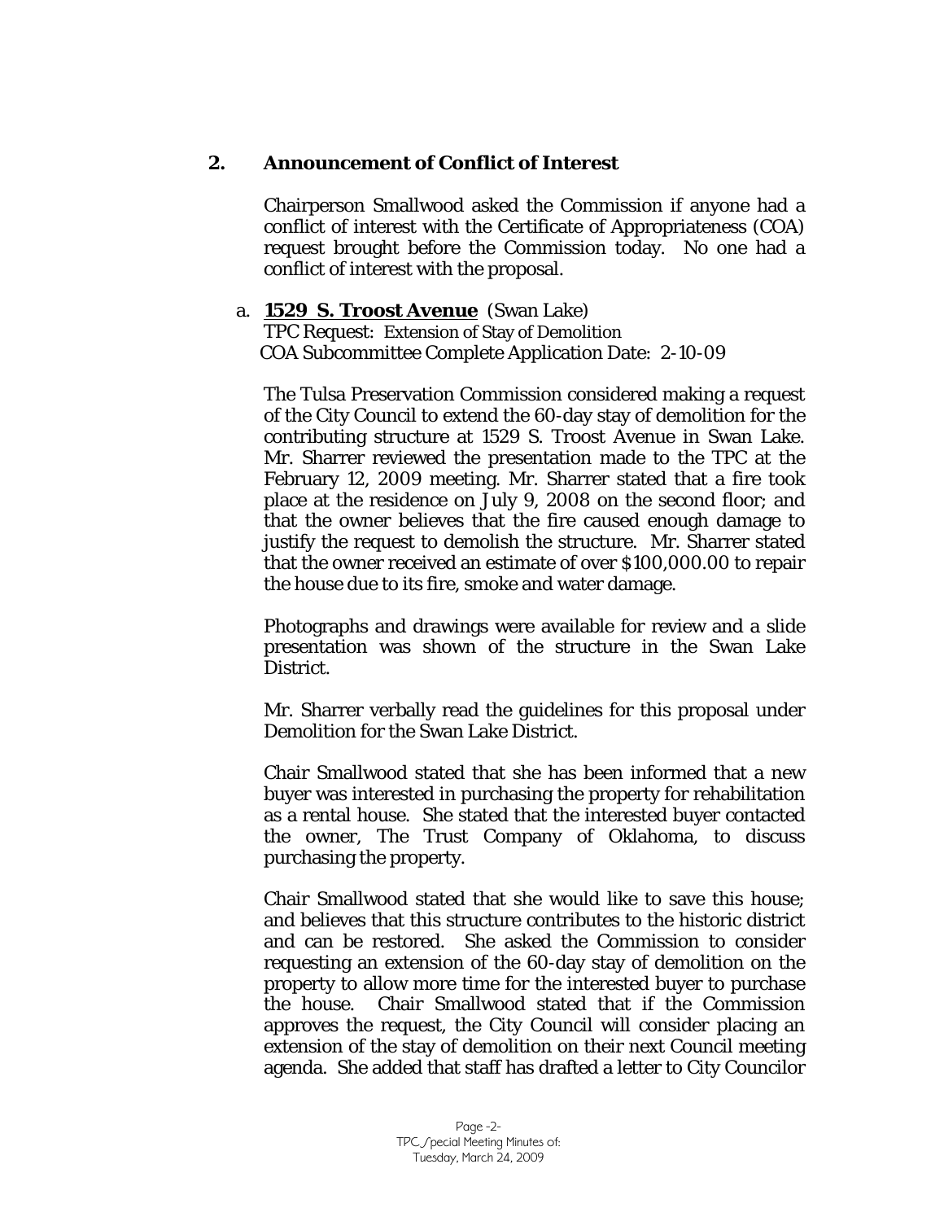## 2. Announcement of Conflict of Interest

Chairperson Smallwood asked the Commission if anyone had a conflict of interest with the Certificate of Appropriateness (COA) request brought before the Commission today. No one had a conflict of interest with the proposal.

a. **1529 S. Troost Avenue** (Swan Lake)
TPC Request: Extension of Stay of Demolition
COA Subcommittee Complete Application Date: 2-10-09

The Tulsa Preservation Commission considered making a request of the City Council to extend the 60-day stay of demolition for the contributing structure at 1529 S. Troost Avenue in Swan Lake. Mr. Sharrer reviewed the presentation made to the TPC at the February 12, 2009 meeting. Mr. Sharrer stated that a fire took place at the residence on July 9, 2008 on the second floor; and that the owner believes that the fire caused enough damage to justify the request to demolish the structure. Mr. Sharrer stated that the owner received an estimate of over $100,000.00 to repair the house due to its fire, smoke and water damage.

Photographs and drawings were available for review and a slide presentation was shown of the structure in the Swan Lake District.

Mr. Sharrer verbally read the guidelines for this proposal under Demolition for the Swan Lake District.

Chair Smallwood stated that she has been informed that a new buyer was interested in purchasing the property for rehabilitation as a rental house. She stated that the interested buyer contacted the owner, The Trust Company of Oklahoma, to discuss purchasing the property.

Chair Smallwood stated that she would like to save this house; and believes that this structure contributes to the historic district and can be restored. She asked the Commission to consider requesting an extension of the 60-day stay of demolition on the property to allow more time for the interested buyer to purchase the house. Chair Smallwood stated that if the Commission approves the request, the City Council will consider placing an extension of the stay of demolition on their next Council meeting agenda. She added that staff has drafted a letter to City Councilor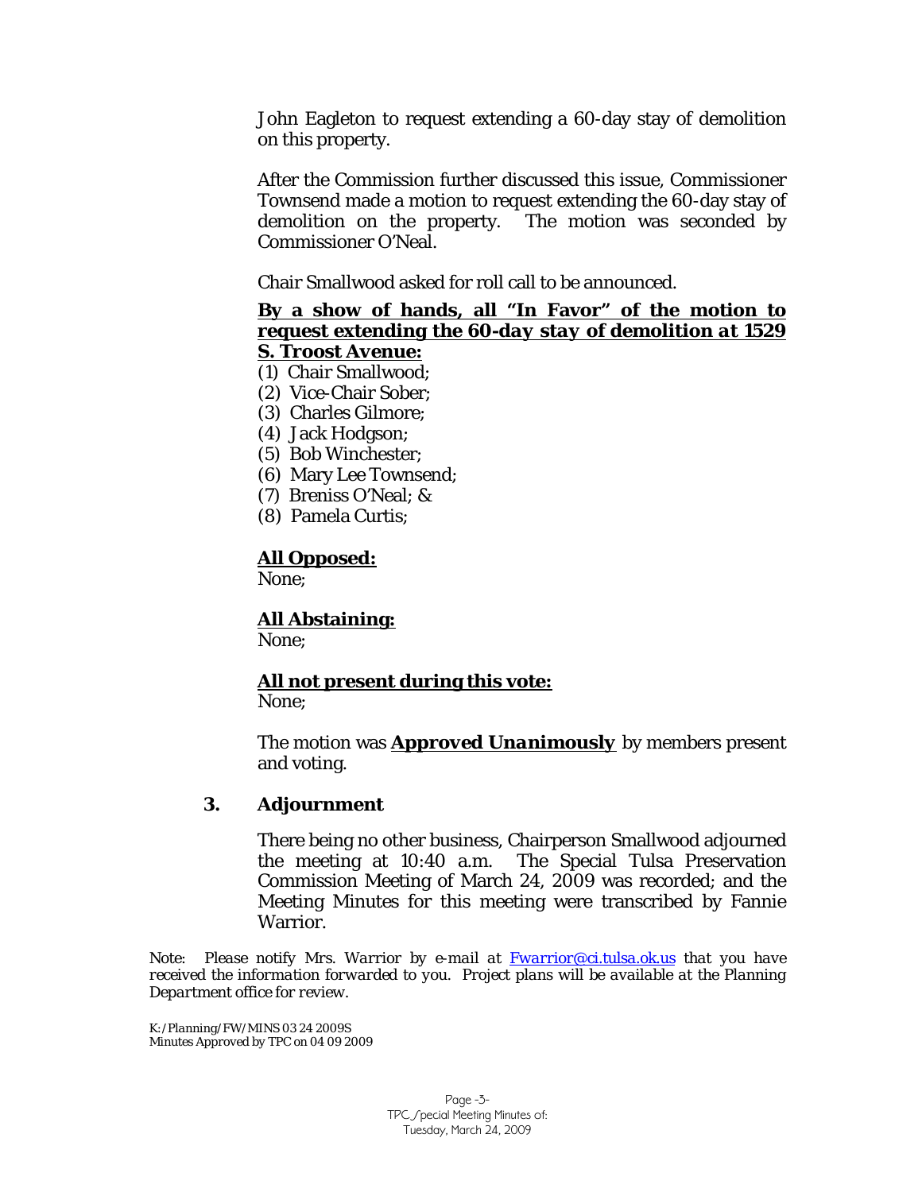John Eagleton to request extending a 60-day stay of demolition on this property.

After the Commission further discussed this issue, Commissioner Townsend made a motion to request extending the 60-day stay of demolition on the property. The motion was seconded by Commissioner O'Neal.

Chair Smallwood asked for roll call to be announced.

**By a show of hands, all "In Favor" of the motion to request extending the 60-day stay of demolition at 1529 S. Troost Avenue:**

(1) Chair Smallwood;
(2) Vice-Chair Sober;
(3) Charles Gilmore;
(4) Jack Hodgson;
(5) Bob Winchester;
(6) Mary Lee Townsend;
(7) Breniss O'Neal; &
(8) Pamela Curtis;

**All Opposed:**
None;

**All Abstaining:**
None;

**All not present during this vote:**
None;

The motion was ***Approved Unanimously*** by members present and voting.

### 3. Adjournment

There being no other business, Chairperson Smallwood adjourned the meeting at 10:40 a.m. The Special Tulsa Preservation Commission Meeting of March 24, 2009 was recorded; and the Meeting Minutes for this meeting were transcribed by Fannie Warrior.

*Note: Please notify Mrs. Warrior by e-mail at Fwarrior@ci.tulsa.ok.us that you have received the information forwarded to you. Project plans will be available at the Planning Department office for review.*

K:/Planning/FW/MINS 03 24 2009S
Minutes Approved by TPC on 04 09 2009